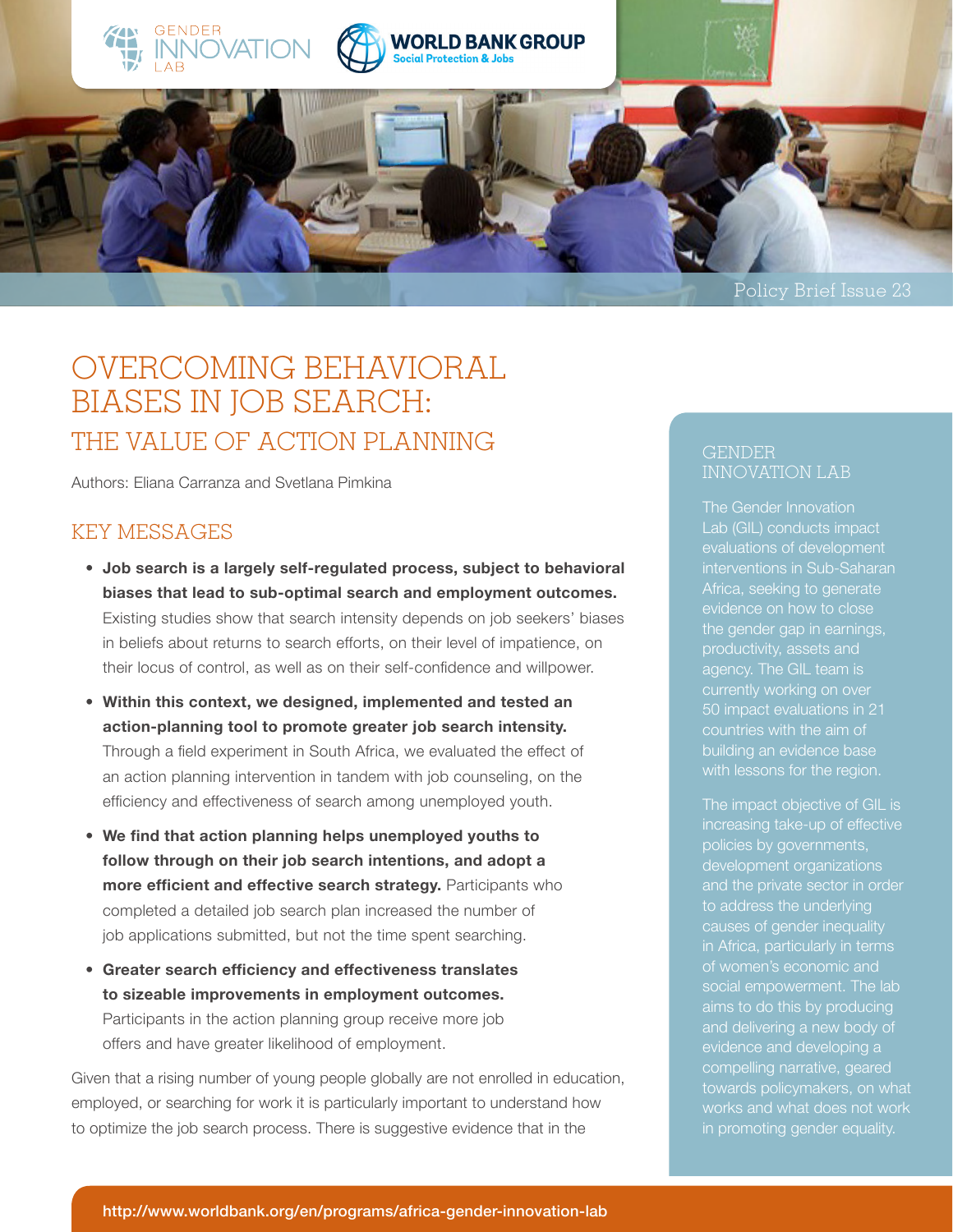Policy Brief Issue 23

# OVERCOMING BEHAVIORAL BIASES IN JOB SEARCH:
## THE VALUE OF ACTION PLANNING

Authors: Eliana Carranza and Svetlana Pimkina

## KEY MESSAGES

- **Job search is a largely self-regulated process, subject to behavioral biases that lead to sub-optimal search and employment outcomes.** Existing studies show that search intensity depends on job seekers' biases in beliefs about returns to search efforts, on their level of impatience, on their locus of control, as well as on their self-confidence and willpower.
- **Within this context, we designed, implemented and tested an action-planning tool to promote greater job search intensity.** Through a field experiment in South Africa, we evaluated the effect of an action planning intervention in tandem with job counseling, on the efficiency and effectiveness of search among unemployed youth.
- **We find that action planning helps unemployed youths to follow through on their job search intentions, and adopt a more efficient and effective search strategy.** Participants who completed a detailed job search plan increased the number of job applications submitted, but not the time spent searching.
- **Greater search efficiency and effectiveness translates to sizeable improvements in employment outcomes.** Participants in the action planning group receive more job offers and have greater likelihood of employment.

Given that a rising number of young people globally are not enrolled in education, employed, or searching for work it is particularly important to understand how to optimize the job search process. There is suggestive evidence that in the

### GENDER INNOVATION LAB

The Gender Innovation Lab (GIL) conducts impact evaluations of development interventions in Sub-Saharan Africa, seeking to generate evidence on how to close the gender gap in earnings, productivity, assets and agency. The GIL team is currently working on over 50 impact evaluations in 21 countries with the aim of building an evidence base with lessons for the region.

The impact objective of GIL is increasing take-up of effective policies by governments, development organizations and the private sector in order to address the underlying causes of gender inequality in Africa, particularly in terms of women's economic and social empowerment. The lab aims to do this by producing and delivering a new body of evidence and developing a compelling narrative, geared towards policymakers, on what works and what does not work in promoting gender equality.

http://www.worldbank.org/en/programs/africa-gender-innovation-lab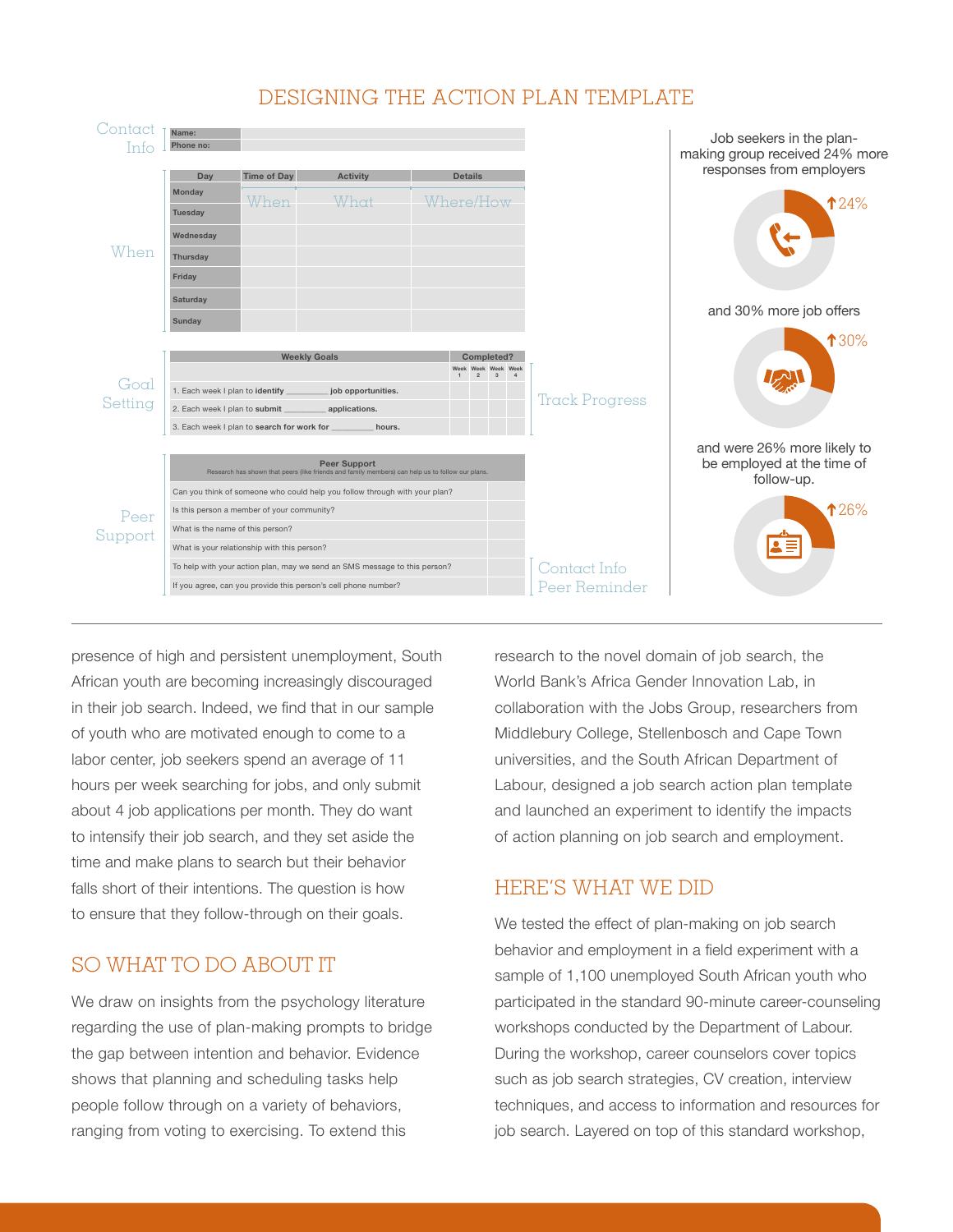## DESIGNING THE ACTION PLAN TEMPLATE

**Contact Info**

| Name: | |
|---|---|
| Phone no: | |

**When**

| Day | Time of Day | Activity | Details |
|---|---|---|---|
| Monday | When | What | Where/How |
| Tuesday | | | |
| Wednesday | | | |
| Thursday | | | |
| Friday | | | |
| Saturday | | | |
| Sunday | | | |

**Goal Setting** — Track Progress

| Weekly Goals | Completed? | | | |
|---|---|---|---|---|
| | Week 1 | Week 2 | Week 3 | Week 4 |
| 1. Each week I plan to **identify** _________ **job opportunities.** | | | | |
| 2. Each week I plan to **submit** _________ **applications.** | | | | |
| 3. Each week I plan to **search for work for** _________ **hours.** | | | | |

**Peer Support** — Contact Info Peer Reminder

| Peer Support<br>Research has shown that peers (like friends and family members) can help us to follow our plans. | |
|---|---|
| Can you think of someone who could help you follow through with your plan? | |
| Is this person a member of your community? | |
| What is the name of this person? | |
| What is your relationship with this person? | |
| To help with your action plan, may we send an SMS message to this person? | |
| If you agree, can you provide this person's cell phone number? | |

Job seekers in the plan-making group received 24% more responses from employers ↑24%

and 30% more job offers ↑30%

and were 26% more likely to be employed at the time of follow-up. ↑26%

---

presence of high and persistent unemployment, South African youth are becoming increasingly discouraged in their job search. Indeed, we find that in our sample of youth who are motivated enough to come to a labor center, job seekers spend an average of 11 hours per week searching for jobs, and only submit about 4 job applications per month. They do want to intensify their job search, and they set aside the time and make plans to search but their behavior falls short of their intentions. The question is how to ensure that they follow-through on their goals.

## SO WHAT TO DO ABOUT IT

We draw on insights from the psychology literature regarding the use of plan-making prompts to bridge the gap between intention and behavior. Evidence shows that planning and scheduling tasks help people follow through on a variety of behaviors, ranging from voting to exercising. To extend this research to the novel domain of job search, the World Bank's Africa Gender Innovation Lab, in collaboration with the Jobs Group, researchers from Middlebury College, Stellenbosch and Cape Town universities, and the South African Department of Labour, designed a job search action plan template and launched an experiment to identify the impacts of action planning on job search and employment.

## HERE'S WHAT WE DID

We tested the effect of plan-making on job search behavior and employment in a field experiment with a sample of 1,100 unemployed South African youth who participated in the standard 90-minute career-counseling workshops conducted by the Department of Labour. During the workshop, career counselors cover topics such as job search strategies, CV creation, interview techniques, and access to information and resources for job search. Layered on top of this standard workshop,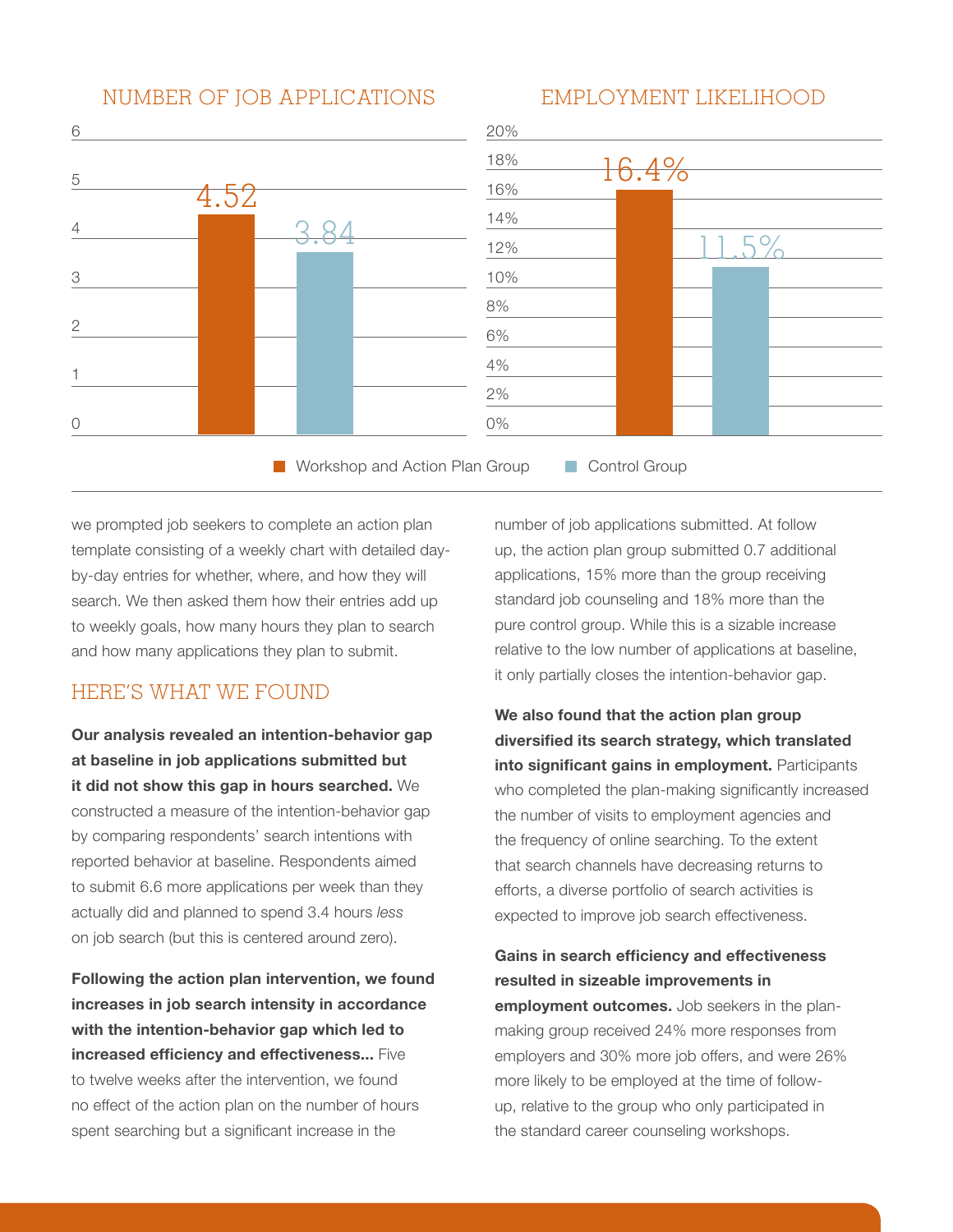NUMBER OF JOB APPLICATIONS

| | Workshop and Action Plan Group | Control Group |
|---|---|---|
| Number of job applications | 4.52 | 3.84 |

EMPLOYMENT LIKELIHOOD

| | Workshop and Action Plan Group | Control Group |
|---|---|---|
| Employment likelihood | 16.4% | 11.5% |

we prompted job seekers to complete an action plan template consisting of a weekly chart with detailed day-by-day entries for whether, where, and how they will search. We then asked them how their entries add up to weekly goals, how many hours they plan to search and how many applications they plan to submit.

## HERE'S WHAT WE FOUND

**Our analysis revealed an intention-behavior gap at baseline in job applications submitted but it did not show this gap in hours searched.** We constructed a measure of the intention-behavior gap by comparing respondents' search intentions with reported behavior at baseline. Respondents aimed to submit 6.6 more applications per week than they actually did and planned to spend 3.4 hours *less* on job search (but this is centered around zero).

**Following the action plan intervention, we found increases in job search intensity in accordance with the intention-behavior gap which led to increased efficiency and effectiveness...** Five to twelve weeks after the intervention, we found no effect of the action plan on the number of hours spent searching but a significant increase in the number of job applications submitted. At follow up, the action plan group submitted 0.7 additional applications, 15% more than the group receiving standard job counseling and 18% more than the pure control group. While this is a sizable increase relative to the low number of applications at baseline, it only partially closes the intention-behavior gap.

**We also found that the action plan group diversified its search strategy, which translated into significant gains in employment.** Participants who completed the plan-making significantly increased the number of visits to employment agencies and the frequency of online searching. To the extent that search channels have decreasing returns to efforts, a diverse portfolio of search activities is expected to improve job search effectiveness.

**Gains in search efficiency and effectiveness resulted in sizeable improvements in employment outcomes.** Job seekers in the plan-making group received 24% more responses from employers and 30% more job offers, and were 26% more likely to be employed at the time of follow-up, relative to the group who only participated in the standard career counseling workshops.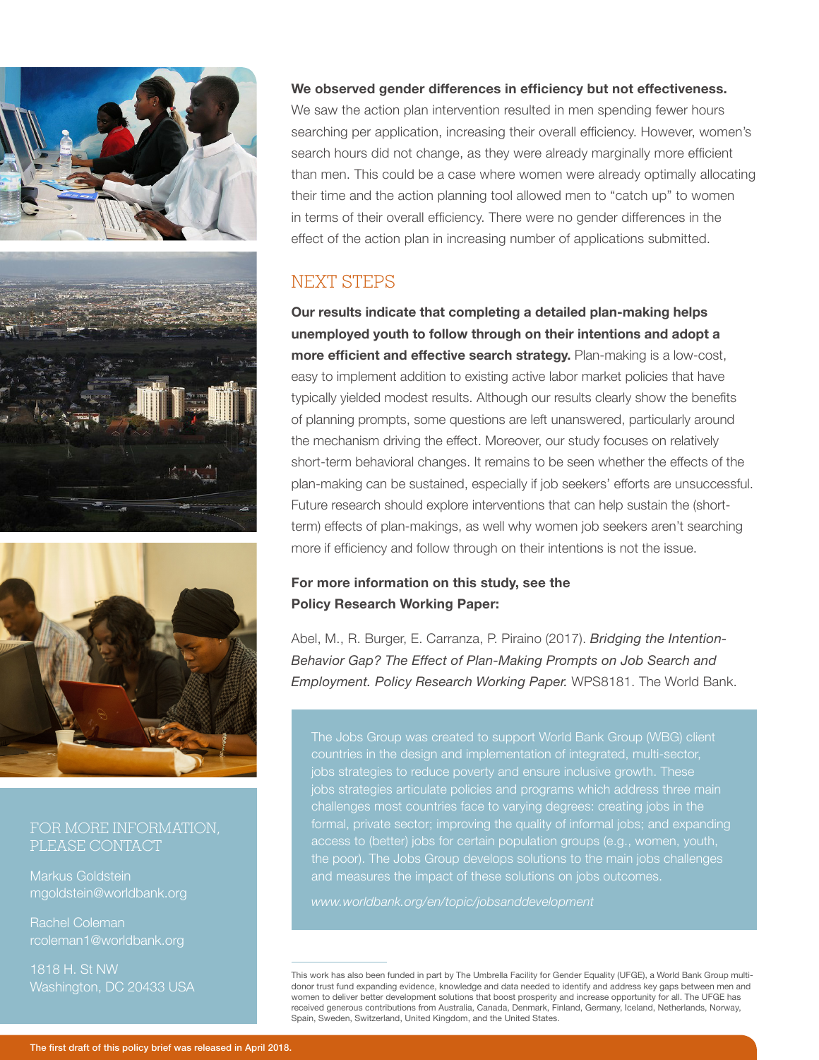**We observed gender differences in efficiency but not effectiveness.** We saw the action plan intervention resulted in men spending fewer hours searching per application, increasing their overall efficiency. However, women's search hours did not change, as they were already marginally more efficient than men. This could be a case where women were already optimally allocating their time and the action planning tool allowed men to "catch up" to women in terms of their overall efficiency. There were no gender differences in the effect of the action plan in increasing number of applications submitted.

## NEXT STEPS

**Our results indicate that completing a detailed plan-making helps unemployed youth to follow through on their intentions and adopt a more efficient and effective search strategy.** Plan-making is a low-cost, easy to implement addition to existing active labor market policies that have typically yielded modest results. Although our results clearly show the benefits of planning prompts, some questions are left unanswered, particularly around the mechanism driving the effect. Moreover, our study focuses on relatively short-term behavioral changes. It remains to be seen whether the effects of the plan-making can be sustained, especially if job seekers' efforts are unsuccessful. Future research should explore interventions that can help sustain the (short-term) effects of plan-makings, as well why women job seekers aren't searching more if efficiency and follow through on their intentions is not the issue.

**For more information on this study, see the Policy Research Working Paper:**

Abel, M., R. Burger, E. Carranza, P. Piraino (2017). *Bridging the Intention-Behavior Gap? The Effect of Plan-Making Prompts on Job Search and Employment. Policy Research Working Paper.* WPS8181. The World Bank.

The Jobs Group was created to support World Bank Group (WBG) client countries in the design and implementation of integrated, multi-sector, jobs strategies to reduce poverty and ensure inclusive growth. These jobs strategies articulate policies and programs which address three main challenges most countries face to varying degrees: creating jobs in the formal, private sector; improving the quality of informal jobs; and expanding access to (better) jobs for certain population groups (e.g., women, youth, the poor). The Jobs Group develops solutions to the main jobs challenges and measures the impact of these solutions on jobs outcomes.

*www.worldbank.org/en/topic/jobsanddevelopment*

## FOR MORE INFORMATION, PLEASE CONTACT

Markus Goldstein
mgoldstein@worldbank.org

Rachel Coleman
rcoleman1@worldbank.org

1818 H. St NW
Washington, DC 20433 USA

This work has also been funded in part by The Umbrella Facility for Gender Equality (UFGE), a World Bank Group multi-donor trust fund expanding evidence, knowledge and data needed to identify and address key gaps between men and women to deliver better development solutions that boost prosperity and increase opportunity for all. The UFGE has received generous contributions from Australia, Canada, Denmark, Finland, Germany, Iceland, Netherlands, Norway, Spain, Sweden, Switzerland, United Kingdom, and the United States.

The first draft of this policy brief was released in April 2018.